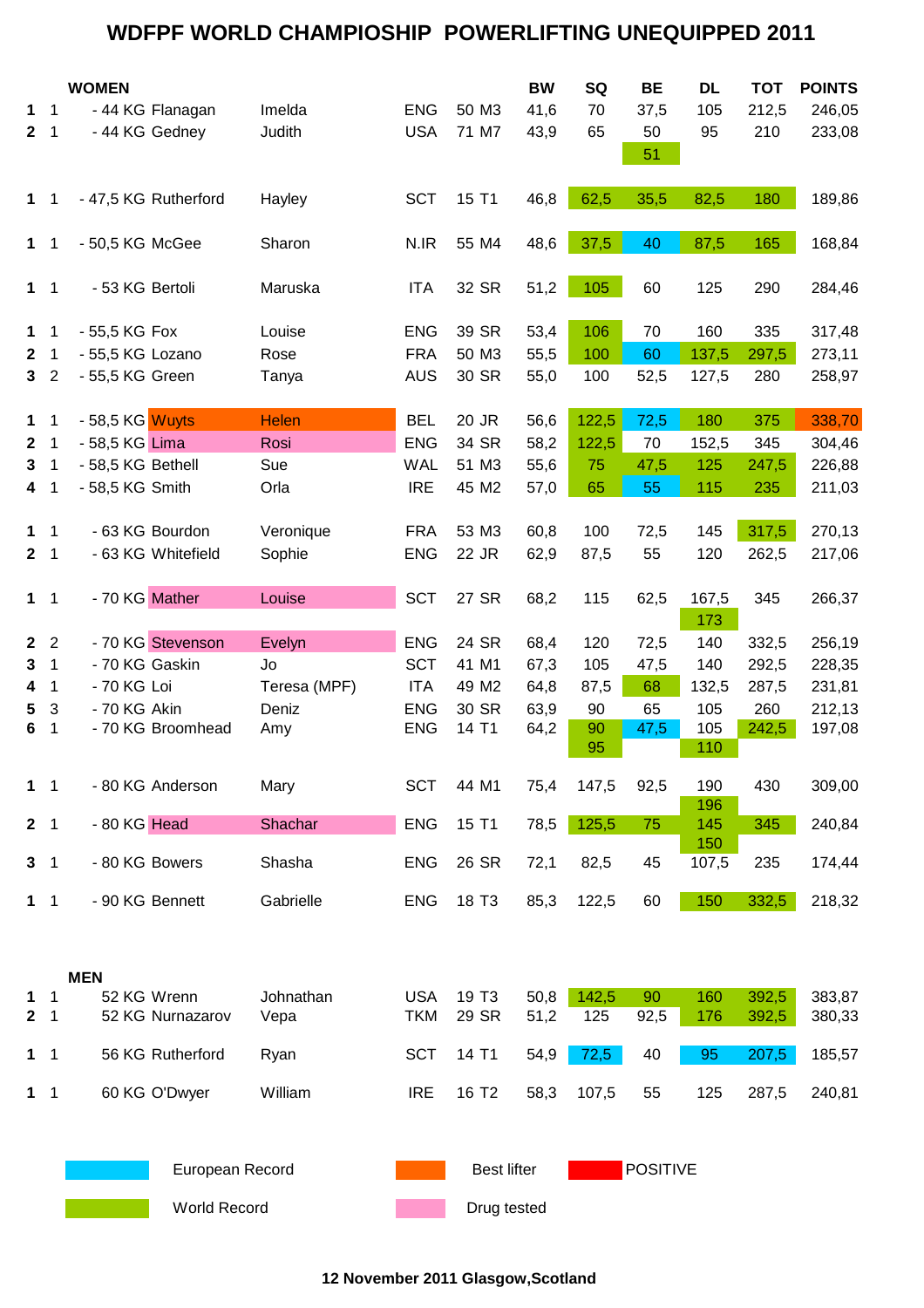# WDFPF WORLD CHAMPIOSHIP POWERLIFTING UNEQUIPPED 2011

| | | WOMEN | | | | | BW | SQ | BE | DL | TOT | POINTS |
|---|---|---|---|---|---|---|---|---|---|---|---|---|
| 1 | 1 | - 44 KG Flanagan | Imelda | ENG | 50 | M3 | 41,6 | 70 | 37,5 | 105 | 212,5 | 246,05 |
| 2 | 1 | - 44 KG Gedney | Judith | USA | 71 | M7 | 43,9 | 65 | 50 | 95 | 210 | 233,08 |
| | | | | | | | | | 51 | | | |
| 1 | 1 | - 47,5 KG Rutherford | Hayley | SCT | 15 | T1 | 46,8 | 62,5 | 35,5 | 82,5 | 180 | 189,86 |
| 1 | 1 | - 50,5 KG McGee | Sharon | N.IR | 55 | M4 | 48,6 | 37,5 | 40 | 87,5 | 165 | 168,84 |
| 1 | 1 | - 53 KG Bertoli | Maruska | ITA | 32 | SR | 51,2 | 105 | 60 | 125 | 290 | 284,46 |
| 1 | 1 | - 55,5 KG Fox | Louise | ENG | 39 | SR | 53,4 | 106 | 70 | 160 | 335 | 317,48 |
| 2 | 1 | - 55,5 KG Lozano | Rose | FRA | 50 | M3 | 55,5 | 100 | 60 | 137,5 | 297,5 | 273,11 |
| 3 | 2 | - 55,5 KG Green | Tanya | AUS | 30 | SR | 55,0 | 100 | 52,5 | 127,5 | 280 | 258,97 |
| 1 | 1 | - 58,5 KG Wuyts | Helen | BEL | 20 | JR | 56,6 | 122,5 | 72,5 | 180 | 375 | 338,70 |
| 2 | 1 | - 58,5 KG Lima | Rosi | ENG | 34 | SR | 58,2 | 122,5 | 70 | 152,5 | 345 | 304,46 |
| 3 | 1 | - 58,5 KG Bethell | Sue | WAL | 51 | M3 | 55,6 | 75 | 47,5 | 125 | 247,5 | 226,88 |
| 4 | 1 | - 58,5 KG Smith | Orla | IRE | 45 | M2 | 57,0 | 65 | 55 | 115 | 235 | 211,03 |
| 1 | 1 | - 63 KG Bourdon | Veronique | FRA | 53 | M3 | 60,8 | 100 | 72,5 | 145 | 317,5 | 270,13 |
| 2 | 1 | - 63 KG Whitefield | Sophie | ENG | 22 | JR | 62,9 | 87,5 | 55 | 120 | 262,5 | 217,06 |
| 1 | 1 | - 70 KG Mather | Louise | SCT | 27 | SR | 68,2 | 115 | 62,5 | 167,5 | 345 | 266,37 |
| | | | | | | | | | | 173 | | |
| 2 | 2 | - 70 KG Stevenson | Evelyn | ENG | 24 | SR | 68,4 | 120 | 72,5 | 140 | 332,5 | 256,19 |
| 3 | 1 | - 70 KG Gaskin | Jo | SCT | 41 | M1 | 67,3 | 105 | 47,5 | 140 | 292,5 | 228,35 |
| 4 | 1 | - 70 KG Loi | Teresa (MPF) | ITA | 49 | M2 | 64,8 | 87,5 | 68 | 132,5 | 287,5 | 231,81 |
| 5 | 3 | - 70 KG Akin | Deniz | ENG | 30 | SR | 63,9 | 90 | 65 | 105 | 260 | 212,13 |
| 6 | 1 | - 70 KG Broomhead | Amy | ENG | 14 | T1 | 64,2 | 90 | 47,5 | 105 | 242,5 | 197,08 |
| | | | | | | | | 95 | | 110 | | |
| 1 | 1 | - 80 KG Anderson | Mary | SCT | 44 | M1 | 75,4 | 147,5 | 92,5 | 190 | 430 | 309,00 |
| | | | | | | | | | | 196 | | |
| 2 | 1 | - 80 KG Head | Shachar | ENG | 15 | T1 | 78,5 | 125,5 | 75 | 145 | 345 | 240,84 |
| | | | | | | | | | | 150 | | |
| 3 | 1 | - 80 KG Bowers | Shasha | ENG | 26 | SR | 72,1 | 82,5 | 45 | 107,5 | 235 | 174,44 |
| 1 | 1 | - 90 KG Bennett | Gabrielle | ENG | 18 | T3 | 85,3 | 122,5 | 60 | 150 | 332,5 | 218,32 |

| | | MEN | | | | | BW | SQ | BE | DL | TOT | POINTS |
|---|---|---|---|---|---|---|---|---|---|---|---|---|
| 1 | 1 | 52 KG Wrenn | Johnathan | USA | 19 | T3 | 50,8 | 142,5 | 90 | 160 | 392,5 | 383,87 |
| 2 | 1 | 52 KG Nurnazarov | Vepa | TKM | 29 | SR | 51,2 | 125 | 92,5 | 176 | 392,5 | 380,33 |
| 1 | 1 | 56 KG Rutherford | Ryan | SCT | 14 | T1 | 54,9 | 72,5 | 40 | 95 | 207,5 | 185,57 |
| 1 | 1 | 60 KG O'Dwyer | William | IRE | 16 | T2 | 58,3 | 107,5 | 55 | 125 | 287,5 | 240,81 |

European Record — Best lifter — POSITIVE

World Record — Drug tested

**12 November 2011 Glasgow,Scotland**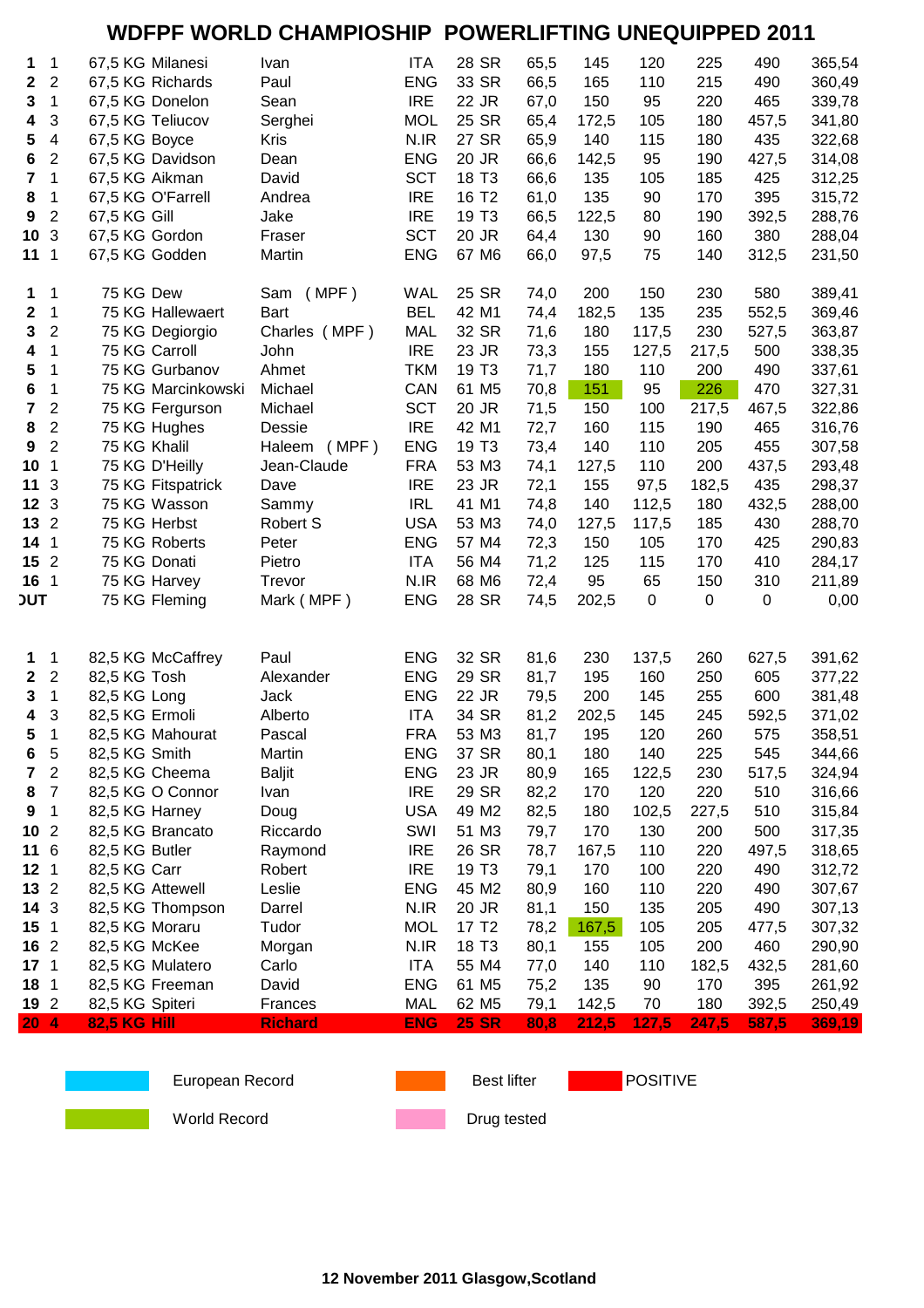# WDFPF WORLD CHAMPIOSHIP POWERLIFTING UNEQUIPPED 2011

| | | Class | Name | First name | Country | Age | Cat | BW | SQ | BP | DL | Total | Points |
|---|---|---|---|---|---|---|---|---|---|---|---|---|---|
| 1 | 1 | 67,5 KG | Milanesi | Ivan | ITA | 28 | SR | 65,5 | 145 | 120 | 225 | 490 | 365,54 |
| 2 | 2 | 67,5 KG | Richards | Paul | ENG | 33 | SR | 66,5 | 165 | 110 | 215 | 490 | 360,49 |
| 3 | 1 | 67,5 KG | Donelon | Sean | IRE | 22 | JR | 67,0 | 150 | 95 | 220 | 465 | 339,78 |
| 4 | 3 | 67,5 KG | Teliucov | Serghei | MOL | 25 | SR | 65,4 | 172,5 | 105 | 180 | 457,5 | 341,80 |
| 5 | 4 | 67,5 KG | Boyce | Kris | N.IR | 27 | SR | 65,9 | 140 | 115 | 180 | 435 | 322,68 |
| 6 | 2 | 67,5 KG | Davidson | Dean | ENG | 20 | JR | 66,6 | 142,5 | 95 | 190 | 427,5 | 314,08 |
| 7 | 1 | 67,5 KG | Aikman | David | SCT | 18 | T3 | 66,6 | 135 | 105 | 185 | 425 | 312,25 |
| 8 | 1 | 67,5 KG | O'Farrell | Andrea | IRE | 16 | T2 | 61,0 | 135 | 90 | 170 | 395 | 315,72 |
| 9 | 2 | 67,5 KG | Gill | Jake | IRE | 19 | T3 | 66,5 | 122,5 | 80 | 190 | 392,5 | 288,76 |
| 10 | 3 | 67,5 KG | Gordon | Fraser | SCT | 20 | JR | 64,4 | 130 | 90 | 160 | 380 | 288,04 |
| 11 | 1 | 67,5 KG | Godden | Martin | ENG | 67 | M6 | 66,0 | 97,5 | 75 | 140 | 312,5 | 231,50 |
| | | | | | | | | | | | | | |
| 1 | 1 | 75 KG | Dew | Sam ( MPF ) | WAL | 25 | SR | 74,0 | 200 | 150 | 230 | 580 | 389,41 |
| 2 | 1 | 75 KG | Hallewaert | Bart | BEL | 42 | M1 | 74,4 | 182,5 | 135 | 235 | 552,5 | 369,46 |
| 3 | 2 | 75 KG | Degiorgio | Charles ( MPF ) | MAL | 32 | SR | 71,6 | 180 | 117,5 | 230 | 527,5 | 363,87 |
| 4 | 1 | 75 KG | Carroll | John | IRE | 23 | JR | 73,3 | 155 | 127,5 | 217,5 | 500 | 338,35 |
| 5 | 1 | 75 KG | Gurbanov | Ahmet | TKM | 19 | T3 | 71,7 | 180 | 110 | 200 | 490 | 337,61 |
| 6 | 1 | 75 KG | Marcinkowski | Michael | CAN | 61 | M5 | 70,8 | 151 | 95 | 226 | 470 | 327,31 |
| 7 | 2 | 75 KG | Fergurson | Michael | SCT | 20 | JR | 71,5 | 150 | 100 | 217,5 | 467,5 | 322,86 |
| 8 | 2 | 75 KG | Hughes | Dessie | IRE | 42 | M1 | 72,7 | 160 | 115 | 190 | 465 | 316,76 |
| 9 | 2 | 75 KG | Khalil | Haleem ( MPF ) | ENG | 19 | T3 | 73,4 | 140 | 110 | 205 | 455 | 307,58 |
| 10 | 1 | 75 KG | D'Heilly | Jean-Claude | FRA | 53 | M3 | 74,1 | 127,5 | 110 | 200 | 437,5 | 293,48 |
| 11 | 3 | 75 KG | Fitspatrick | Dave | IRE | 23 | JR | 72,1 | 155 | 97,5 | 182,5 | 435 | 298,37 |
| 12 | 3 | 75 KG | Wasson | Sammy | IRL | 41 | M1 | 74,8 | 140 | 112,5 | 180 | 432,5 | 288,00 |
| 13 | 2 | 75 KG | Herbst | Robert S | USA | 53 | M3 | 74,0 | 127,5 | 117,5 | 185 | 430 | 288,70 |
| 14 | 1 | 75 KG | Roberts | Peter | ENG | 57 | M4 | 72,3 | 150 | 105 | 170 | 425 | 290,83 |
| 15 | 2 | 75 KG | Donati | Pietro | ITA | 56 | M4 | 71,2 | 125 | 115 | 170 | 410 | 284,17 |
| 16 | 1 | 75 KG | Harvey | Trevor | N.IR | 68 | M6 | 72,4 | 95 | 65 | 150 | 310 | 211,89 |
| OUT | | 75 KG | Fleming | Mark ( MPF ) | ENG | 28 | SR | 74,5 | 202,5 | 0 | 0 | 0 | 0,00 |
| | | | | | | | | | | | | | |
| 1 | 1 | 82,5 KG | McCaffrey | Paul | ENG | 32 | SR | 81,6 | 230 | 137,5 | 260 | 627,5 | 391,62 |
| 2 | 2 | 82,5 KG | Tosh | Alexander | ENG | 29 | SR | 81,7 | 195 | 160 | 250 | 605 | 377,22 |
| 3 | 1 | 82,5 KG | Long | Jack | ENG | 22 | JR | 79,5 | 200 | 145 | 255 | 600 | 381,48 |
| 4 | 3 | 82,5 KG | Ermoli | Alberto | ITA | 34 | SR | 81,2 | 202,5 | 145 | 245 | 592,5 | 371,02 |
| 5 | 1 | 82,5 KG | Mahourat | Pascal | FRA | 53 | M3 | 81,7 | 195 | 120 | 260 | 575 | 358,51 |
| 6 | 5 | 82,5 KG | Smith | Martin | ENG | 37 | SR | 80,1 | 180 | 140 | 225 | 545 | 344,66 |
| 7 | 2 | 82,5 KG | Cheema | Baljit | ENG | 23 | JR | 80,9 | 165 | 122,5 | 230 | 517,5 | 324,94 |
| 8 | 7 | 82,5 KG | O Connor | Ivan | IRE | 29 | SR | 82,2 | 170 | 120 | 220 | 510 | 316,66 |
| 9 | 1 | 82,5 KG | Harney | Doug | USA | 49 | M2 | 82,5 | 180 | 102,5 | 227,5 | 510 | 315,84 |
| 10 | 2 | 82,5 KG | Brancato | Riccardo | SWI | 51 | M3 | 79,7 | 170 | 130 | 200 | 500 | 317,35 |
| 11 | 6 | 82,5 KG | Butler | Raymond | IRE | 26 | SR | 78,7 | 167,5 | 110 | 220 | 497,5 | 318,65 |
| 12 | 1 | 82,5 KG | Carr | Robert | IRE | 19 | T3 | 79,1 | 170 | 100 | 220 | 490 | 312,72 |
| 13 | 2 | 82,5 KG | Attewell | Leslie | ENG | 45 | M2 | 80,9 | 160 | 110 | 220 | 490 | 307,67 |
| 14 | 3 | 82,5 KG | Thompson | Darrel | N.IR | 20 | JR | 81,1 | 150 | 135 | 205 | 490 | 307,13 |
| 15 | 1 | 82,5 KG | Moraru | Tudor | MOL | 17 | T2 | 78,2 | 167,5 | 105 | 205 | 477,5 | 307,32 |
| 16 | 2 | 82,5 KG | McKee | Morgan | N.IR | 18 | T3 | 80,1 | 155 | 105 | 200 | 460 | 290,90 |
| 17 | 1 | 82,5 KG | Mulatero | Carlo | ITA | 55 | M4 | 77,0 | 140 | 110 | 182,5 | 432,5 | 281,60 |
| 18 | 1 | 82,5 KG | Freeman | David | ENG | 61 | M5 | 75,2 | 135 | 90 | 170 | 395 | 261,92 |
| 19 | 2 | 82,5 KG | Spiteri | Frances | MAL | 62 | M5 | 79,1 | 142,5 | 70 | 180 | 392,5 | 250,49 |
| **20** | **4** | **82,5 KG** | **Hill** | **Richard** | **ENG** | **25** | **SR** | **80,8** | **212,5** | **127,5** | **247,5** | **587,5** | **369,19** |

Legend: European Record | Best lifter | POSITIVE | World Record | Drug tested

(World Record highlighted: Marcinkowski SQ 151, DL 226; Moraru SQ 167,5. Hill row marked POSITIVE.)

12 November 2011 Glasgow,Scotland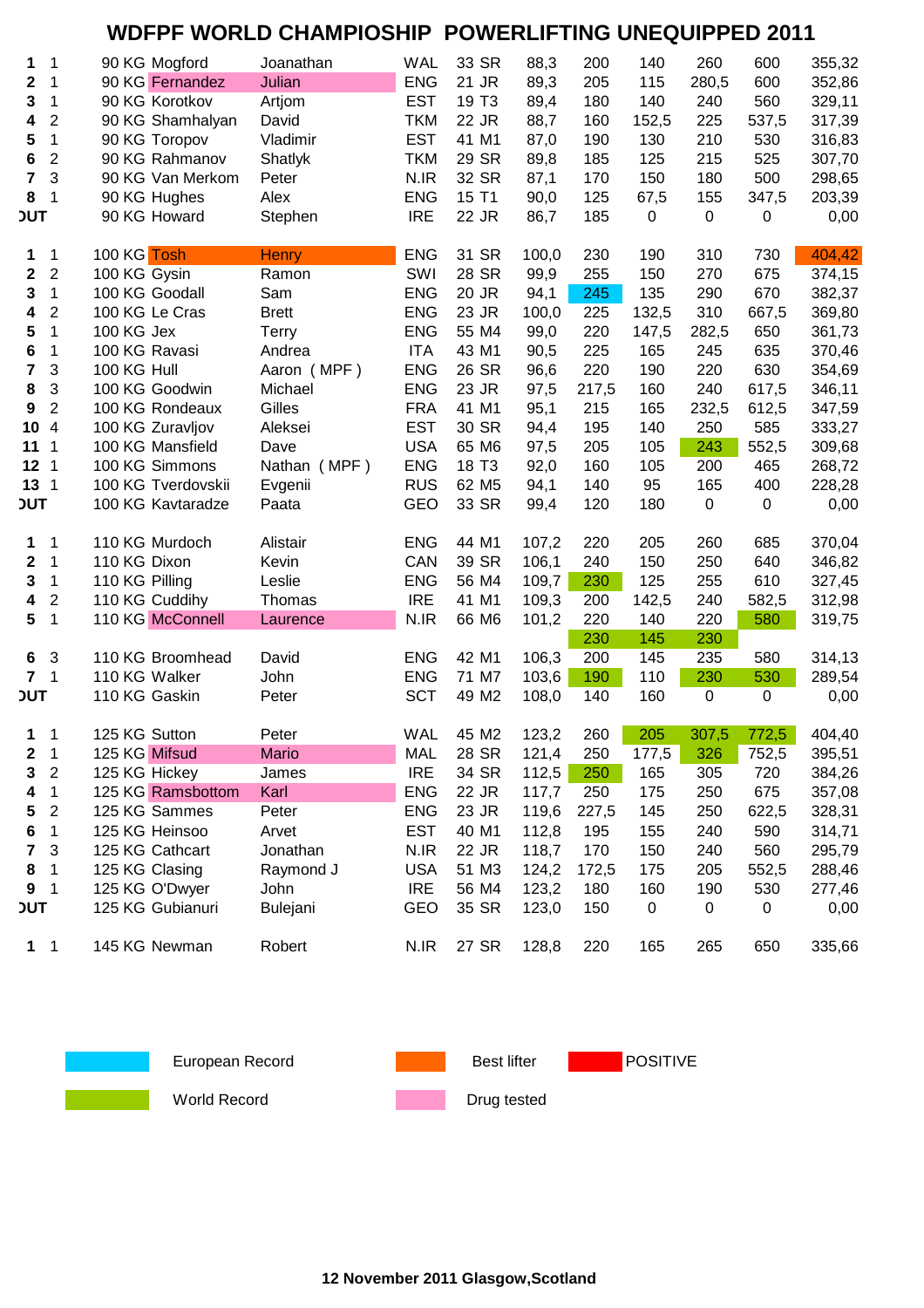# WDFPF WORLD CHAMPIOSHIP POWERLIFTING UNEQUIPPED 2011

| Place | Class Place | Weight Class | Surname | First Name | Country | Age | Category | Bodyweight | Squat | Bench | Deadlift | Total | Points |
|---|---|---|---|---|---|---|---|---|---|---|---|---|---|
| 1 | 1 | 90 KG | Mogford | Joanathan | WAL | 33 | SR | 88,3 | 200 | 140 | 260 | 600 | 355,32 |
| 2 | 1 | 90 KG | Fernandez | Julian | ENG | 21 | JR | 89,3 | 205 | 115 | 280,5 | 600 | 352,86 |
| 3 | 1 | 90 KG | Korotkov | Artjom | EST | 19 | T3 | 89,4 | 180 | 140 | 240 | 560 | 329,11 |
| 4 | 2 | 90 KG | Shamhalyan | David | TKM | 22 | JR | 88,7 | 160 | 152,5 | 225 | 537,5 | 317,39 |
| 5 | 1 | 90 KG | Toropov | Vladimir | EST | 41 | M1 | 87,0 | 190 | 130 | 210 | 530 | 316,83 |
| 6 | 2 | 90 KG | Rahmanov | Shatlyk | TKM | 29 | SR | 89,8 | 185 | 125 | 215 | 525 | 307,70 |
| 7 | 3 | 90 KG | Van Merkom | Peter | N.IR | 32 | SR | 87,1 | 170 | 150 | 180 | 500 | 298,65 |
| 8 | 1 | 90 KG | Hughes | Alex | ENG | 15 | T1 | 90,0 | 125 | 67,5 | 155 | 347,5 | 203,39 |
| OUT | | 90 KG | Howard | Stephen | IRE | 22 | JR | 86,7 | 185 | 0 | 0 | 0 | 0,00 |
| | | | | | | | | | | | | | |
| 1 | 1 | 100 KG | Tosh | Henry | ENG | 31 | SR | 100,0 | 230 | 190 | 310 | 730 | 404,42 |
| 2 | 2 | 100 KG | Gysin | Ramon | SWI | 28 | SR | 99,9 | 255 | 150 | 270 | 675 | 374,15 |
| 3 | 1 | 100 KG | Goodall | Sam | ENG | 20 | JR | 94,1 | 245 | 135 | 290 | 670 | 382,37 |
| 4 | 2 | 100 KG | Le Cras | Brett | ENG | 23 | JR | 100,0 | 225 | 132,5 | 310 | 667,5 | 369,80 |
| 5 | 1 | 100 KG | Jex | Terry | ENG | 55 | M4 | 99,0 | 220 | 147,5 | 282,5 | 650 | 361,73 |
| 6 | 1 | 100 KG | Ravasi | Andrea | ITA | 43 | M1 | 90,5 | 225 | 165 | 245 | 635 | 370,46 |
| 7 | 3 | 100 KG | Hull | Aaron ( MPF ) | ENG | 26 | SR | 96,6 | 220 | 190 | 220 | 630 | 354,69 |
| 8 | 3 | 100 KG | Goodwin | Michael | ENG | 23 | JR | 97,5 | 217,5 | 160 | 240 | 617,5 | 346,11 |
| 9 | 2 | 100 KG | Rondeaux | Gilles | FRA | 41 | M1 | 95,1 | 215 | 165 | 232,5 | 612,5 | 347,59 |
| 10 | 4 | 100 KG | Zuravljov | Aleksei | EST | 30 | SR | 94,4 | 195 | 140 | 250 | 585 | 333,27 |
| 11 | 1 | 100 KG | Mansfield | Dave | USA | 65 | M6 | 97,5 | 205 | 105 | 243 | 552,5 | 309,68 |
| 12 | 1 | 100 KG | Simmons | Nathan ( MPF ) | ENG | 18 | T3 | 92,0 | 160 | 105 | 200 | 465 | 268,72 |
| 13 | 1 | 100 KG | Tverdovskii | Evgenii | RUS | 62 | M5 | 94,1 | 140 | 95 | 165 | 400 | 228,28 |
| OUT | | 100 KG | Kavtaradze | Paata | GEO | 33 | SR | 99,4 | 120 | 180 | 0 | 0 | 0,00 |
| | | | | | | | | | | | | | |
| 1 | 1 | 110 KG | Murdoch | Alistair | ENG | 44 | M1 | 107,2 | 220 | 205 | 260 | 685 | 370,04 |
| 2 | 1 | 110 KG | Dixon | Kevin | CAN | 39 | SR | 106,1 | 240 | 150 | 250 | 640 | 346,82 |
| 3 | 1 | 110 KG | Pilling | Leslie | ENG | 56 | M4 | 109,7 | 230 | 125 | 255 | 610 | 327,45 |
| 4 | 2 | 110 KG | Cuddihy | Thomas | IRE | 41 | M1 | 109,3 | 200 | 142,5 | 240 | 582,5 | 312,98 |
| 5 | 1 | 110 KG | McConnell | Laurence | N.IR | 66 | M6 | 101,2 | 220 | 140 | 220 | 580 | 319,75 |
| | | | | | | | | | 230 | 145 | 230 | | |
| 6 | 3 | 110 KG | Broomhead | David | ENG | 42 | M1 | 106,3 | 200 | 145 | 235 | 580 | 314,13 |
| 7 | 1 | 110 KG | Walker | John | ENG | 71 | M7 | 103,6 | 190 | 110 | 230 | 530 | 289,54 |
| OUT | | 110 KG | Gaskin | Peter | SCT | 49 | M2 | 108,0 | 140 | 160 | 0 | 0 | 0,00 |
| | | | | | | | | | | | | | |
| 1 | 1 | 125 KG | Sutton | Peter | WAL | 45 | M2 | 123,2 | 260 | 205 | 307,5 | 772,5 | 404,40 |
| 2 | 1 | 125 KG | Mifsud | Mario | MAL | 28 | SR | 121,4 | 250 | 177,5 | 326 | 752,5 | 395,51 |
| 3 | 2 | 125 KG | Hickey | James | IRE | 34 | SR | 112,5 | 250 | 165 | 305 | 720 | 384,26 |
| 4 | 1 | 125 KG | Ramsbottom | Karl | ENG | 22 | JR | 117,7 | 250 | 175 | 250 | 675 | 357,08 |
| 5 | 2 | 125 KG | Sammes | Peter | ENG | 23 | JR | 119,6 | 227,5 | 145 | 250 | 622,5 | 328,31 |
| 6 | 1 | 125 KG | Heinsoo | Arvet | EST | 40 | M1 | 112,8 | 195 | 155 | 240 | 590 | 314,71 |
| 7 | 3 | 125 KG | Cathcart | Jonathan | N.IR | 22 | JR | 118,7 | 170 | 150 | 240 | 560 | 295,79 |
| 8 | 1 | 125 KG | Clasing | Raymond J | USA | 51 | M3 | 124,2 | 172,5 | 175 | 205 | 552,5 | 288,46 |
| 9 | 1 | 125 KG | O'Dwyer | John | IRE | 56 | M4 | 123,2 | 180 | 160 | 190 | 530 | 277,46 |
| OUT | | 125 KG | Gubianuri | Bulejani | GEO | 35 | SR | 123,0 | 150 | 0 | 0 | 0 | 0,00 |
| | | | | | | | | | | | | | |
| 1 | 1 | 145 KG | Newman | Robert | N.IR | 27 | SR | 128,8 | 220 | 165 | 265 | 650 | 335,66 |

Legend: European Record (blue) · Best lifter (orange) · POSITIVE (red) · World Record (green) · Drug tested (pink)

**12 November 2011 Glasgow,Scotland**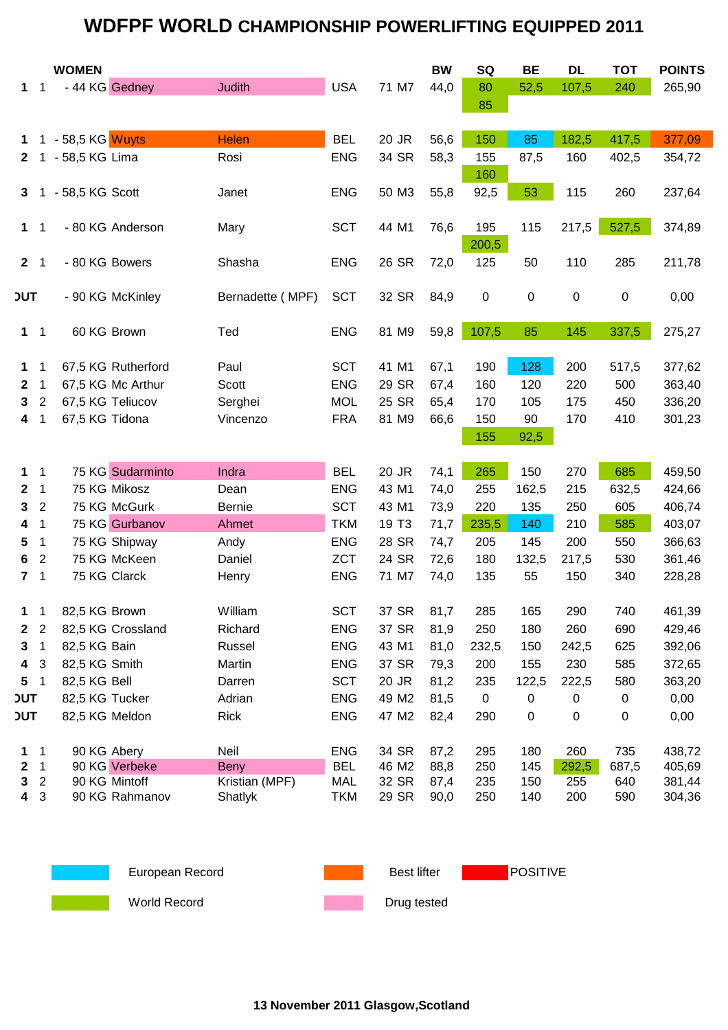# WDFPF WORLD CHAMPIONSHIP POWERLIFTING EQUIPPED 2011

| | | WOMEN | | | | | | BW | SQ | BE | DL | TOT | POINTS |
|---|---|---|---|---|---|---|---|---|---|---|---|---|---|
| 1 | 1 | - 44 KG | Gedney | Judith | USA | 71 | M7 | 44,0 | 80 | 52,5 | 107,5 | 240 | 265,90 |
| | | | | | | | | | 85 | | | | |
| 1 | 1 | - 58,5 KG | Wuyts | Helen | BEL | 20 | JR | 56,6 | 150 | 85 | 182,5 | 417,5 | 377,09 |
| 2 | 1 | - 58,5 KG | Lima | Rosi | ENG | 34 | SR | 58,3 | 155 | 87,5 | 160 | 402,5 | 354,72 |
| | | | | | | | | | 160 | | | | |
| 3 | 1 | - 58,5 KG | Scott | Janet | ENG | 50 | M3 | 55,8 | 92,5 | 53 | 115 | 260 | 237,64 |
| 1 | 1 | - 80 KG | Anderson | Mary | SCT | 44 | M1 | 76,6 | 195 | 115 | 217,5 | 527,5 | 374,89 |
| | | | | | | | | | 200,5 | | | | |
| 2 | 1 | - 80 KG | Bowers | Shasha | ENG | 26 | SR | 72,0 | 125 | 50 | 110 | 285 | 211,78 |
| OUT | | - 90 KG | McKinley | Bernadette ( MPF) | SCT | 32 | SR | 84,9 | 0 | 0 | 0 | 0 | 0,00 |
| 1 | 1 | 60 KG | Brown | Ted | ENG | 81 | M9 | 59,8 | 107,5 | 85 | 145 | 337,5 | 275,27 |
| 1 | 1 | 67,5 KG | Rutherford | Paul | SCT | 41 | M1 | 67,1 | 190 | 128 | 200 | 517,5 | 377,62 |
| 2 | 1 | 67,5 KG | Mc Arthur | Scott | ENG | 29 | SR | 67,4 | 160 | 120 | 220 | 500 | 363,40 |
| 3 | 2 | 67,5 KG | Teliucov | Serghei | MOL | 25 | SR | 65,4 | 170 | 105 | 175 | 450 | 336,20 |
| 4 | 1 | 67,5 KG | Tidona | Vincenzo | FRA | 81 | M9 | 66,6 | 150 | 90 | 170 | 410 | 301,23 |
| | | | | | | | | | 155 | 92,5 | | | |
| 1 | 1 | 75 KG | Sudarminto | Indra | BEL | 20 | JR | 74,1 | 265 | 150 | 270 | 685 | 459,50 |
| 2 | 1 | 75 KG | Mikosz | Dean | ENG | 43 | M1 | 74,0 | 255 | 162,5 | 215 | 632,5 | 424,66 |
| 3 | 2 | 75 KG | McGurk | Bernie | SCT | 43 | M1 | 73,9 | 220 | 135 | 250 | 605 | 406,74 |
| 4 | 1 | 75 KG | Gurbanov | Ahmet | TKM | 19 | T3 | 71,7 | 235,5 | 140 | 210 | 585 | 403,07 |
| 5 | 1 | 75 KG | Shipway | Andy | ENG | 28 | SR | 74,7 | 205 | 145 | 200 | 550 | 366,63 |
| 6 | 2 | 75 KG | McKeen | Daniel | ZCT | 24 | SR | 72,6 | 180 | 132,5 | 217,5 | 530 | 361,46 |
| 7 | 1 | 75 KG | Clarck | Henry | ENG | 71 | M7 | 74,0 | 135 | 55 | 150 | 340 | 228,28 |
| 1 | 1 | 82,5 KG | Brown | William | SCT | 37 | SR | 81,7 | 285 | 165 | 290 | 740 | 461,39 |
| 2 | 2 | 82,5 KG | Crossland | Richard | ENG | 37 | SR | 81,9 | 250 | 180 | 260 | 690 | 429,46 |
| 3 | 1 | 82,5 KG | Bain | Russel | ENG | 43 | M1 | 81,0 | 232,5 | 150 | 242,5 | 625 | 392,06 |
| 4 | 3 | 82,5 KG | Smith | Martin | ENG | 37 | SR | 79,3 | 200 | 155 | 230 | 585 | 372,65 |
| 5 | 1 | 82,5 KG | Bell | Darren | SCT | 20 | JR | 81,2 | 235 | 122,5 | 222,5 | 580 | 363,20 |
| OUT | | 82,5 KG | Tucker | Adrian | ENG | 49 | M2 | 81,5 | 0 | 0 | 0 | 0 | 0,00 |
| OUT | | 82,5 KG | Meldon | Rick | ENG | 47 | M2 | 82,4 | 290 | 0 | 0 | 0 | 0,00 |
| 1 | 1 | 90 KG | Abery | Neil | ENG | 34 | SR | 87,2 | 295 | 180 | 260 | 735 | 438,72 |
| 2 | 1 | 90 KG | Verbeke | Beny | BEL | 46 | M2 | 88,8 | 250 | 145 | 292,5 | 687,5 | 405,69 |
| 3 | 2 | 90 KG | Mintoff | Kristian (MPF) | MAL | 32 | SR | 87,4 | 235 | 150 | 255 | 640 | 381,44 |
| 4 | 3 | 90 KG | Rahmanov | Shatlyk | TKM | 29 | SR | 90,0 | 250 | 140 | 200 | 590 | 304,36 |

European Record &nbsp;&nbsp; Best lifter &nbsp;&nbsp; POSITIVE

World Record &nbsp;&nbsp; Drug tested

**13 November 2011 Glasgow,Scotland**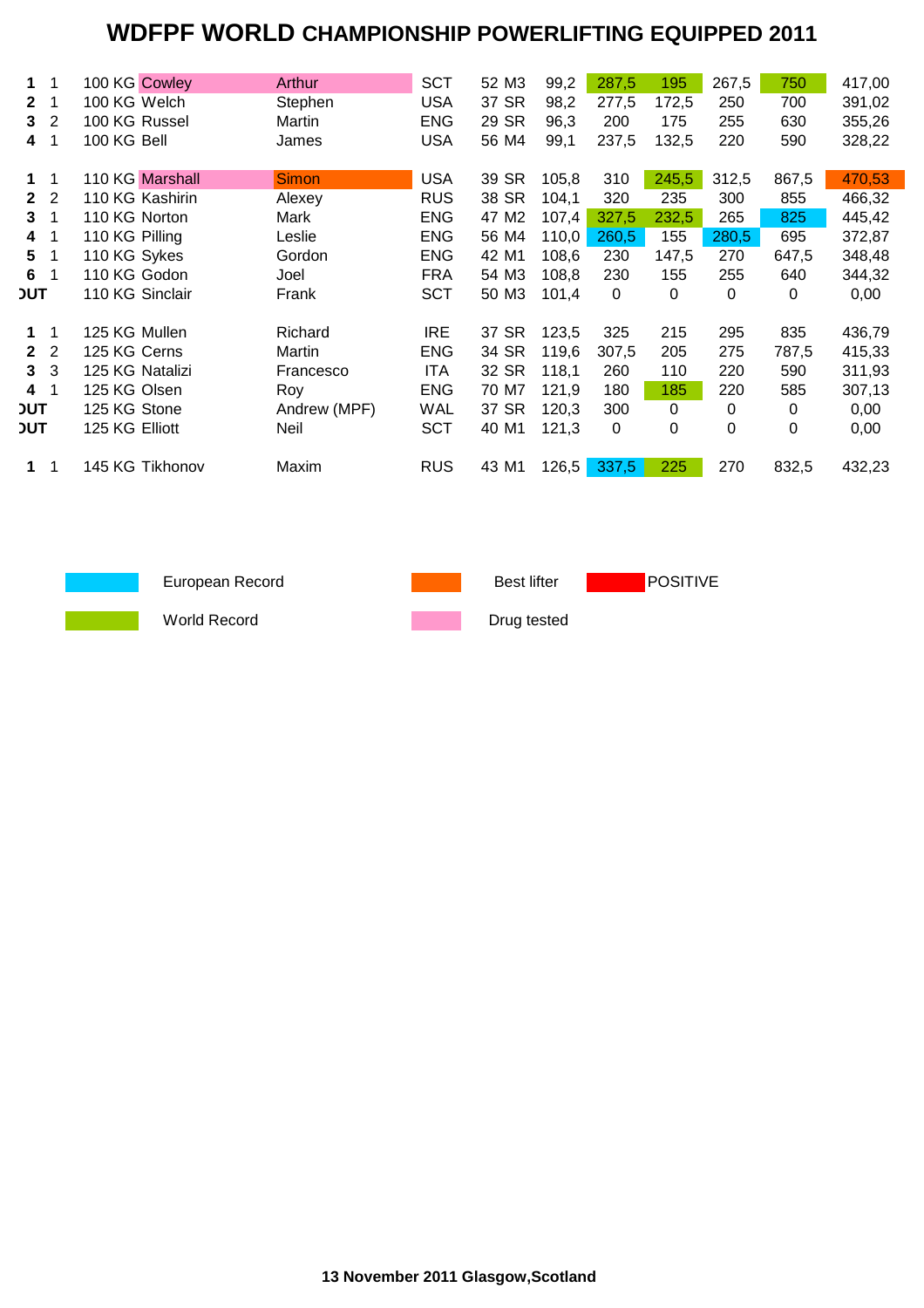# WDFPF WORLD CHAMPIONSHIP POWERLIFTING EQUIPPED 2011

| | | | | | | | | | | | | | | |
|---|---|---|---|---|---|---|---|---|---|---|---|---|---|---|
| **1** | 1 | 100 KG | Cowley | Arthur | SCT | 52 | M3 | 99,2 | 287,5 | 195 | 267,5 | 750 | 417,00 |
| **2** | 1 | 100 KG | Welch | Stephen | USA | 37 | SR | 98,2 | 277,5 | 172,5 | 250 | 700 | 391,02 |
| **3** | 2 | 100 KG | Russel | Martin | ENG | 29 | SR | 96,3 | 200 | 175 | 255 | 630 | 355,26 |
| **4** | 1 | 100 KG | Bell | James | USA | 56 | M4 | 99,1 | 237,5 | 132,5 | 220 | 590 | 328,22 |
| **1** | 1 | 110 KG | Marshall | Simon | USA | 39 | SR | 105,8 | 310 | 245,5 | 312,5 | 867,5 | 470,53 |
| **2** | 2 | 110 KG | Kashirin | Alexey | RUS | 38 | SR | 104,1 | 320 | 235 | 300 | 855 | 466,32 |
| **3** | 1 | 110 KG | Norton | Mark | ENG | 47 | M2 | 107,4 | 327,5 | 232,5 | 265 | 825 | 445,42 |
| **4** | 1 | 110 KG | Pilling | Leslie | ENG | 56 | M4 | 110,0 | 260,5 | 155 | 280,5 | 695 | 372,87 |
| **5** | 1 | 110 KG | Sykes | Gordon | ENG | 42 | M1 | 108,6 | 230 | 147,5 | 270 | 647,5 | 348,48 |
| **6** | 1 | 110 KG | Godon | Joel | FRA | 54 | M3 | 108,8 | 230 | 155 | 255 | 640 | 344,32 |
| **OUT** | | 110 KG | Sinclair | Frank | SCT | 50 | M3 | 101,4 | 0 | 0 | 0 | 0 | 0,00 |
| **1** | 1 | 125 KG | Mullen | Richard | IRE | 37 | SR | 123,5 | 325 | 215 | 295 | 835 | 436,79 |
| **2** | 2 | 125 KG | Cerns | Martin | ENG | 34 | SR | 119,6 | 307,5 | 205 | 275 | 787,5 | 415,33 |
| **3** | 3 | 125 KG | Natalizi | Francesco | ITA | 32 | SR | 118,1 | 260 | 110 | 220 | 590 | 311,93 |
| **4** | 1 | 125 KG | Olsen | Roy | ENG | 70 | M7 | 121,9 | 180 | 185 | 220 | 585 | 307,13 |
| **OUT** | | 125 KG | Stone | Andrew (MPF) | WAL | 37 | SR | 120,3 | 300 | 0 | 0 | 0 | 0,00 |
| **OUT** | | 125 KG | Elliott | Neil | SCT | 40 | M1 | 121,3 | 0 | 0 | 0 | 0 | 0,00 |
| **1** | 1 | 145 KG | Tikhonov | Maxim | RUS | 43 | M1 | 126,5 | 337,5 | 225 | 270 | 832,5 | 432,23 |

European Record — Best lifter — POSITIVE

World Record — Drug tested

**13 November 2011 Glasgow,Scotland**